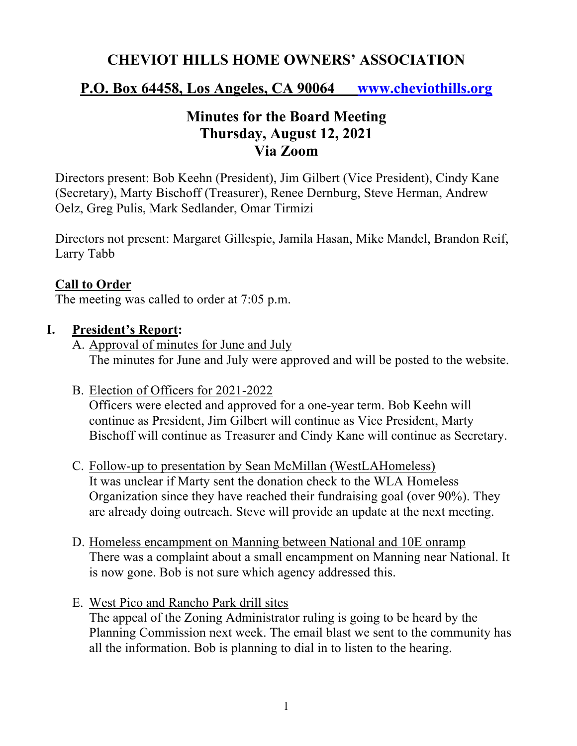# CHEVIOT HILLS HOME OWNERS' ASSOCIATION

## P.O. Box 64458, Los Angeles, CA 90064 www.cheviothills.org

## Minutes for the Board Meeting
## Thursday, August 12, 2021
## Via Zoom

Directors present: Bob Keehn (President), Jim Gilbert (Vice President), Cindy Kane (Secretary), Marty Bischoff (Treasurer), Renee Dernburg, Steve Herman, Andrew Oelz, Greg Pulis, Mark Sedlander, Omar Tirmizi

Directors not present: Margaret Gillespie, Jamila Hasan, Mike Mandel, Brandon Reif, Larry Tabb

**Call to Order**

The meeting was called to order at 7:05 p.m.

**I. President's Report:**

A. Approval of minutes for June and July
The minutes for June and July were approved and will be posted to the website.

B. Election of Officers for 2021-2022
Officers were elected and approved for a one-year term. Bob Keehn will continue as President, Jim Gilbert will continue as Vice President, Marty Bischoff will continue as Treasurer and Cindy Kane will continue as Secretary.

C. Follow-up to presentation by Sean McMillan (WestLAHomeless)
It was unclear if Marty sent the donation check to the WLA Homeless Organization since they have reached their fundraising goal (over 90%). They are already doing outreach. Steve will provide an update at the next meeting.

D. Homeless encampment on Manning between National and 10E onramp
There was a complaint about a small encampment on Manning near National. It is now gone. Bob is not sure which agency addressed this.

E. West Pico and Rancho Park drill sites
The appeal of the Zoning Administrator ruling is going to be heard by the Planning Commission next week. The email blast we sent to the community has all the information. Bob is planning to dial in to listen to the hearing.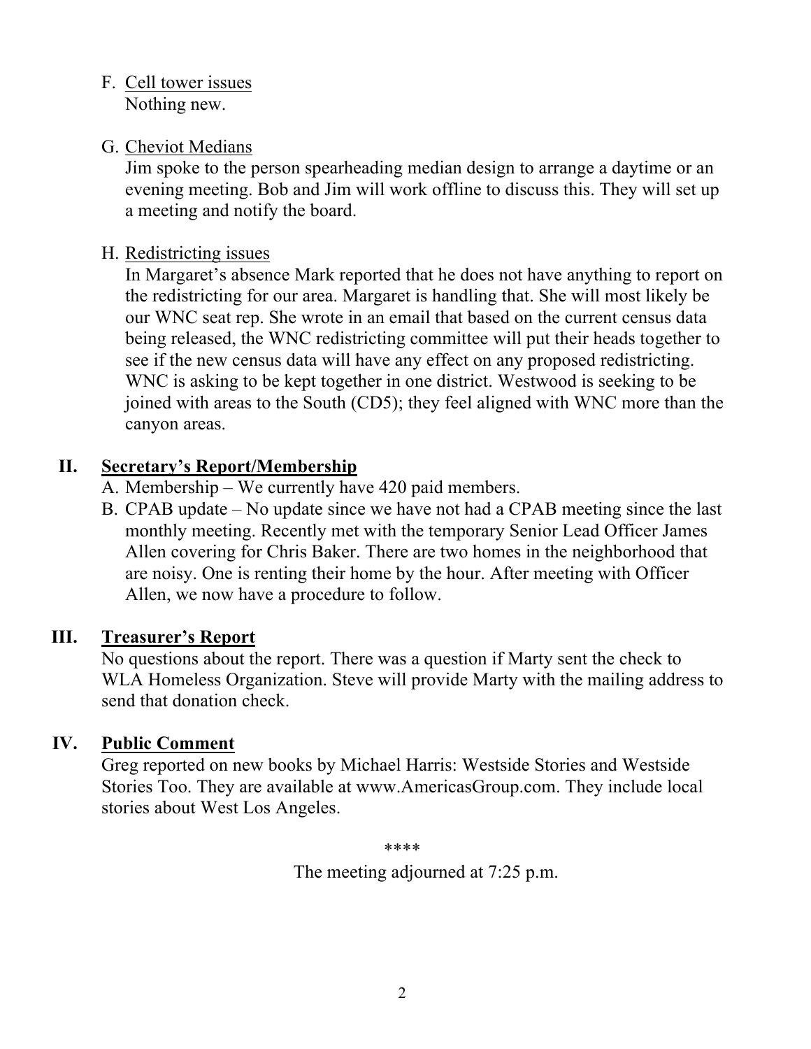F. Cell tower issues
   Nothing new.

G. Cheviot Medians
   Jim spoke to the person spearheading median design to arrange a daytime or an evening meeting. Bob and Jim will work offline to discuss this. They will set up a meeting and notify the board.

H. Redistricting issues
   In Margaret's absence Mark reported that he does not have anything to report on the redistricting for our area. Margaret is handling that. She will most likely be our WNC seat rep. She wrote in an email that based on the current census data being released, the WNC redistricting committee will put their heads together to see if the new census data will have any effect on any proposed redistricting. WNC is asking to be kept together in one district. Westwood is seeking to be joined with areas to the South (CD5); they feel aligned with WNC more than the canyon areas.

## II. Secretary's Report/Membership

A. Membership – We currently have 420 paid members.

B. CPAB update – No update since we have not had a CPAB meeting since the last monthly meeting. Recently met with the temporary Senior Lead Officer James Allen covering for Chris Baker. There are two homes in the neighborhood that are noisy. One is renting their home by the hour. After meeting with Officer Allen, we now have a procedure to follow.

## III. Treasurer's Report

No questions about the report. There was a question if Marty sent the check to WLA Homeless Organization. Steve will provide Marty with the mailing address to send that donation check.

## IV. Public Comment

Greg reported on new books by Michael Harris: Westside Stories and Westside Stories Too. They are available at www.AmericasGroup.com. They include local stories about West Los Angeles.

****

The meeting adjourned at 7:25 p.m.